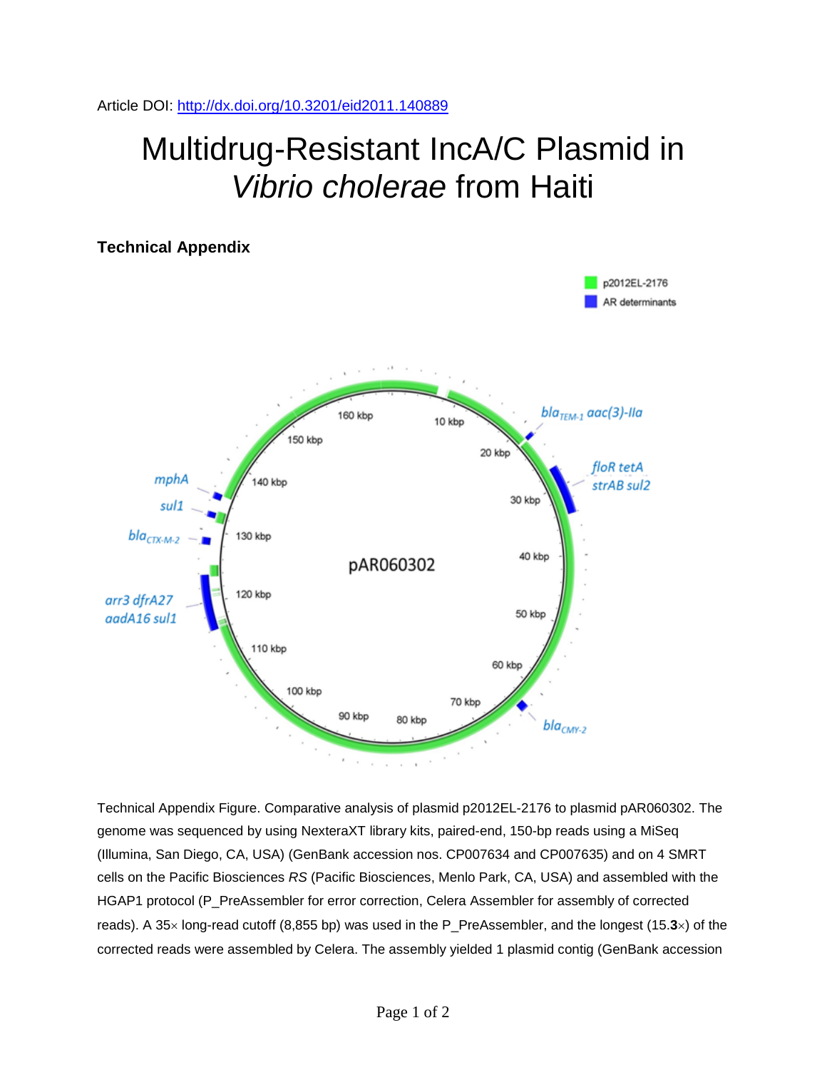Article DOI: http://dx.doi.org/10.3201/eid2011.140889

# Multidrug-Resistant IncA/C Plasmid in *Vibrio cholerae* from Haiti

## Technical Appendix

Technical Appendix Figure. Comparative analysis of plasmid p2012EL-2176 to plasmid pAR060302. The genome was sequenced by using NexteraXT library kits, paired-end, 150-bp reads using a MiSeq (Illumina, San Diego, CA, USA) (GenBank accession nos. CP007634 and CP007635) and on 4 SMRT cells on the Pacific Biosciences *RS* (Pacific Biosciences, Menlo Park, CA, USA) and assembled with the HGAP1 protocol (P_PreAssembler for error correction, Celera Assembler for assembly of corrected reads). A 35× long-read cutoff (8,855 bp) was used in the P_PreAssembler, and the longest (15.**3**×) of the corrected reads were assembled by Celera. The assembly yielded 1 plasmid contig (GenBank accession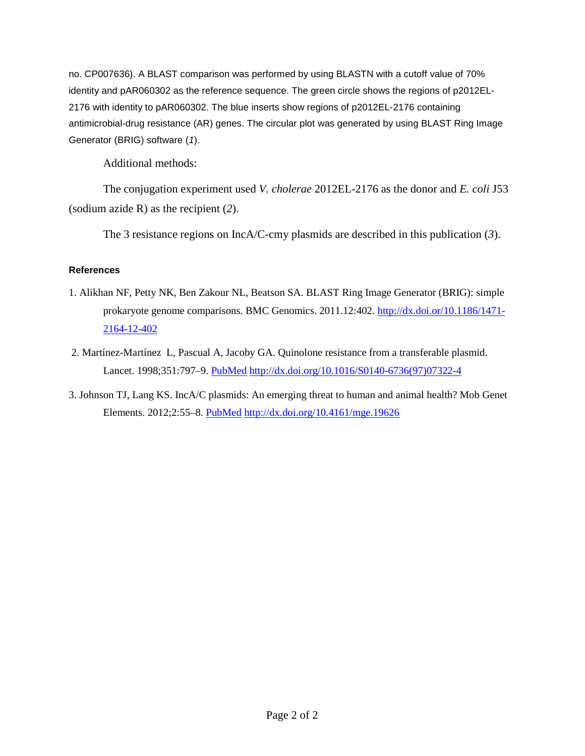no. CP007636). A BLAST comparison was performed by using BLASTN with a cutoff value of 70% identity and pAR060302 as the reference sequence. The green circle shows the regions of p2012EL-2176 with identity to pAR060302. The blue inserts show regions of p2012EL-2176 containing antimicrobial-drug resistance (AR) genes. The circular plot was generated by using BLAST Ring Image Generator (BRIG) software (*1*).

Additional methods:

The conjugation experiment used *V. cholerae* 2012EL-2176 as the donor and *E. coli* J53 (sodium azide R) as the recipient (*2*).

The 3 resistance regions on IncA/C-cmy plasmids are described in this publication (*3*).

### References

1. Alikhan NF, Petty NK, Ben Zakour NL, Beatson SA. BLAST Ring Image Generator (BRIG): simple prokaryote genome comparisons. BMC Genomics. 2011.12:402. http://dx.doi.or/10.1186/1471-2164-12-402
2. Martínez-Martínez L, Pascual A, Jacoby GA. Quinolone resistance from a transferable plasmid. Lancet. 1998;351:797–9. PubMed http://dx.doi.org/10.1016/S0140-6736(97)07322-4
3. Johnson TJ, Lang KS. IncA/C plasmids: An emerging threat to human and animal health? Mob Genet Elements. 2012;2:55–8. PubMed http://dx.doi.org/10.4161/mge.19626